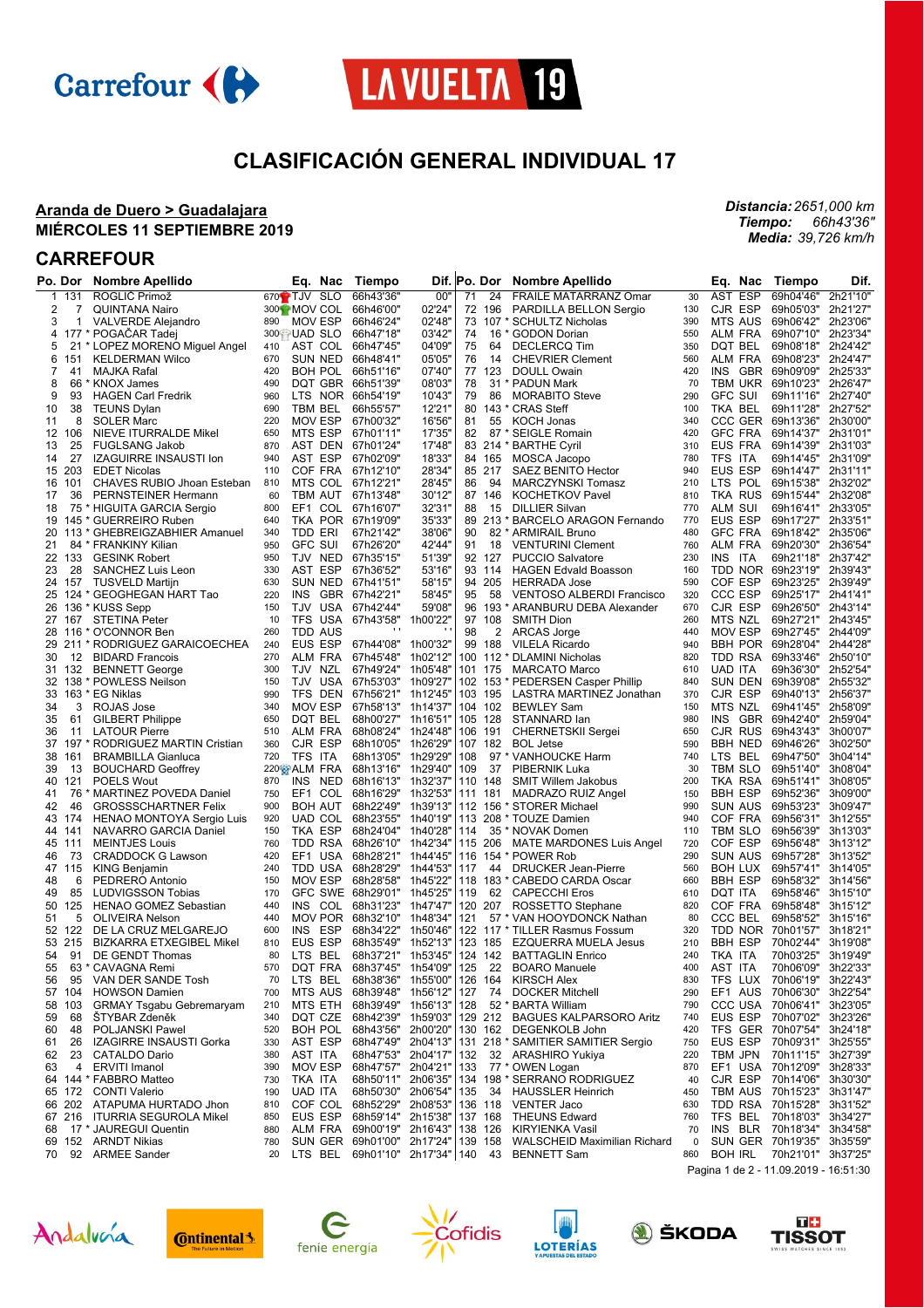# CLASIFICACIÓN GENERAL INDIVIDUAL 17

**Aranda de Duero > Guadalajara**
**MIÉRCOLES 11 SEPTIEMBRE 2019**

*Distancia:* *2651,000 km*
*Tiempo:* *66h43'36"*
*Media:* *39,726 km/h*

## CARREFOUR

| Po. | Dor | Nombre Apellido | | Eq. | Nac | Tiempo | Dif. |
|---|---|---|---|---|---|---|---|
| 1 | 131 | ROGLIČ Primož | 670 | TJV | SLO | 66h43'36" | 00" |
| 2 | 7 | QUINTANA Nairo | 300 | MOV | COL | 66h46'00" | 02'24" |
| 3 | 1 | VALVERDE Alejandro | 890 | MOV | ESP | 66h46'24" | 02'48" |
| 4 | 177 * | POGAČAR Tadej | 300 | UAD | SLO | 66h47'18" | 03'42" |
| 5 | 21 * | LOPEZ MORENO Miguel Angel | 410 | AST | COL | 66h47'45" | 04'09" |
| 6 | 151 | KELDERMAN Wilco | 670 | SUN | NED | 66h48'41" | 05'05" |
| 7 | 41 | MAJKA Rafal | 420 | BOH | POL | 66h51'16" | 07'40" |
| 8 | 66 * | KNOX James | 490 | DQT | GBR | 66h51'39" | 08'03" |
| 9 | 93 | HAGEN Carl Fredrik | 960 | LTS | NOR | 66h54'19" | 10'43" |
| 10 | 38 | TEUNS Dylan | 690 | TBM | BEL | 66h55'57" | 12'21" |
| 11 | 8 | SOLER Marc | 220 | MOV | ESP | 67h00'32" | 16'56" |
| 12 | 106 | NIEVE ITURRALDE Mikel | 650 | MTS | ESP | 67h01'11" | 17'35" |
| 13 | 25 | FUGLSANG Jakob | 870 | AST | DEN | 67h01'24" | 17'48" |
| 14 | 27 | IZAGUIRRE INSAUSTI Ion | 940 | AST | ESP | 67h02'09" | 18'33" |
| 15 | 203 | EDET Nicolas | 110 | COF | FRA | 67h12'10" | 28'34" |
| 16 | 101 | CHAVES RUBIO Jhoan Esteban | 810 | MTS | COL | 67h12'21" | 28'45" |
| 17 | 36 | PERNSTEINER Hermann | 60 | TBM | AUT | 67h13'48" | 30'12" |
| 18 | 75 * | HIGUITA GARCIA Sergio | 800 | EF1 | COL | 67h16'07" | 32'31" |
| 19 | 145 * | GUERREIRO Ruben | 640 | TKA | POR | 67h19'09" | 35'33" |
| 20 | 113 * | GHEBREIGZABHIER Amanuel | 340 | TDD | ERI | 67h21'42" | 38'06" |
| 21 | 84 * | FRANKINY Kilian | 950 | GFC | SUI | 67h26'20" | 42'44" |
| 22 | 133 | GESINK Robert | 950 | TJV | NED | 67h35'15" | 51'39" |
| 23 | 28 | SANCHEZ Luis Leon | 330 | AST | ESP | 67h36'52" | 53'16" |
| 24 | 157 | TUSVELD Martijn | 630 | SUN | NED | 67h41'51" | 58'15" |
| 25 | 124 * | GEOGHEGAN HART Tao | 220 | INS | GBR | 67h42'21" | 58'45" |
| 26 | 136 * | KUSS Sepp | 150 | TJV | USA | 67h42'44" | 59'08" |
| 27 | 167 | STETINA Peter | 10 | TFS | USA | 67h43'58" | 1h00'22" |
| 28 | 116 * | O'CONNOR Ben | 260 | TDD | AUS | ' ' | ' ' |
| 29 | 211 * | RODRIGUEZ GARAICOECHEA | 240 | EUS | ESP | 67h44'08" | 1h00'32" |
| 30 | 12 | BIDARD Francois | 270 | ALM | FRA | 67h45'48" | 1h02'12" |
| 31 | 132 | BENNETT George | 300 | TJV | NZL | 67h49'24" | 1h05'48" |
| 32 | 138 * | POWLESS Neilson | 150 | TJV | USA | 67h53'03" | 1h09'27" |
| 33 | 163 * | EG Niklas | 990 | TFS | DEN | 67h56'21" | 1h12'45" |
| 34 | 3 | ROJAS Jose | 340 | MOV | ESP | 67h58'13" | 1h14'37" |
| 35 | 61 | GILBERT Philippe | 650 | DQT | BEL | 68h00'27" | 1h16'51" |
| 36 | 11 | LATOUR Pierre | 510 | ALM | FRA | 68h08'24" | 1h24'48" |
| 37 | 197 * | RODRIGUEZ MARTIN Cristian | 360 | CJR | ESP | 68h10'05" | 1h26'29" |
| 38 | 161 | BRAMBILLA Gianluca | 720 | TFS | ITA | 68h13'05" | 1h29'29" |
| 39 | 13 | BOUCHARD Geoffrey | 220 | ALM | FRA | 68h13'16" | 1h29'40" |
| 40 | 121 | POELS Wout | 870 | INS | NED | 68h16'13" | 1h32'37" |
| 41 | 76 * | MARTINEZ POVEDA Daniel | 750 | EF1 | COL | 68h16'29" | 1h32'53" |
| 42 | 46 | GROSSSCHARTNER Felix | 900 | BOH | AUT | 68h22'49" | 1h39'13" |
| 43 | 174 | HENAO MONTOYA Sergio Luis | 920 | UAD | COL | 68h23'55" | 1h40'19" |
| 44 | 141 | NAVARRO GARCIA Daniel | 150 | TKA | ESP | 68h24'04" | 1h40'28" |
| 45 | 111 | MEINTJES Louis | 760 | TDD | RSA | 68h26'10" | 1h42'34" |
| 46 | 73 | CRADDOCK G Lawson | 420 | EF1 | USA | 68h28'21" | 1h44'45" |
| 47 | 115 | KING Benjamin | 240 | TDD | USA | 68h28'29" | 1h44'53" |
| 48 | 6 | PEDRERO Antonio | 150 | MOV | ESP | 68h28'58" | 1h45'22" |
| 49 | 85 | LUDVIGSSON Tobias | 170 | GFC | SWE | 68h29'01" | 1h45'25" |
| 50 | 125 | HENAO GOMEZ Sebastian | 440 | INS | COL | 68h31'23" | 1h47'47" |
| 51 | 5 | OLIVEIRA Nelson | 440 | MOV | POR | 68h32'10" | 1h48'34" |
| 52 | 122 | DE LA CRUZ MELGAREJO | 600 | INS | ESP | 68h34'22" | 1h50'46" |
| 53 | 215 | BIZKARRA ETXEGIBEL Mikel | 810 | EUS | ESP | 68h35'49" | 1h52'13" |
| 54 | 91 | DE GENDT Thomas | 80 | LTS | BEL | 68h37'21" | 1h53'45" |
| 55 | 63 * | CAVAGNA Remi | 570 | DQT | FRA | 68h37'45" | 1h54'09" |
| 56 | 95 | VAN DER SANDE Tosh | 70 | LTS | BEL | 68h38'36" | 1h55'00" |
| 57 | 104 | HOWSON Damien | 700 | MTS | AUS | 68h39'48" | 1h56'12" |
| 58 | 103 | GRMAY Tsgabu Gebremaryam | 210 | MTS | ETH | 68h39'49" | 1h56'13" |
| 59 | 68 | ŠTYBAR Zdeněk | 340 | DQT | CZE | 68h42'39" | 1h59'03" |
| 60 | 48 | POLJANSKI Pawel | 520 | BOH | POL | 68h43'56" | 2h00'20" |
| 61 | 26 | IZAGIRRE INSAUSTI Gorka | 330 | AST | ESP | 68h47'49" | 2h04'13" |
| 62 | 23 | CATALDO Dario | 380 | AST | ITA | 68h47'53" | 2h04'17" |
| 63 | 4 | ERVITI Imanol | 390 | MOV | ESP | 68h47'57" | 2h04'21" |
| 64 | 144 * | FABBRO Matteo | 730 | TKA | ITA | 68h50'11" | 2h06'35" |
| 65 | 172 | CONTI Valerio | 190 | UAD | ITA | 68h50'30" | 2h06'54" |
| 66 | 202 | ATAPUMA HURTADO Jhon | 810 | COF | COL | 68h52'29" | 2h08'53" |
| 67 | 216 | ITURRIA SEGUROLA Mikel | 850 | EUS | ESP | 68h59'14" | 2h15'38" |
| 68 | 17 * | JAUREGUI Quentin | 880 | ALM | FRA | 69h00'19" | 2h16'43" |
| 69 | 152 | ARNDT Nikias | 780 | SUN | GER | 69h01'00" | 2h17'24" |
| 70 | 92 | ARMEE Sander | 20 | LTS | BEL | 69h01'10" | 2h17'34" |
| 71 | 24 | FRAILE MATARRANZ Omar | 30 | AST | ESP | 69h04'46" | 2h21'10" |
| 72 | 196 | PARDILLA BELLON Sergio | 130 | CJR | ESP | 69h05'03" | 2h21'27" |
| 73 | 107 * | SCHULTZ Nicholas | 390 | MTS | AUS | 69h06'42" | 2h23'06" |
| 74 | 16 * | GODON Dorian | 550 | ALM | FRA | 69h07'10" | 2h23'34" |
| 75 | 64 | DECLERCQ Tim | 350 | DQT | BEL | 69h08'18" | 2h24'42" |
| 76 | 14 | CHEVRIER Clement | 560 | ALM | FRA | 69h08'23" | 2h24'47" |
| 77 | 123 | DOULL Owain | 420 | INS | GBR | 69h09'09" | 2h25'33" |
| 78 | 31 * | PADUN Mark | 70 | TBM | UKR | 69h10'23" | 2h26'47" |
| 79 | 86 | MORABITO Steve | 290 | GFC | SUI | 69h11'16" | 2h27'40" |
| 80 | 143 * | CRAS Steff | 100 | TKA | BEL | 69h11'28" | 2h27'52" |
| 81 | 55 | KOCH Jonas | 340 | CCC | GER | 69h13'36" | 2h30'00" |
| 82 | 87 * | SEIGLE Romain | 420 | GFC | FRA | 69h14'37" | 2h31'01" |
| 83 | 214 * | BARTHE Cyril | 310 | EUS | FRA | 69h14'39" | 2h31'03" |
| 84 | 165 | MOSCA Jacopo | 780 | TFS | ITA | 69h14'45" | 2h31'09" |
| 85 | 217 | SAEZ BENITO Hector | 940 | EUS | ESP | 69h14'47" | 2h31'11" |
| 86 | 94 | MARCZYNSKI Tomasz | 210 | LTS | POL | 69h15'38" | 2h32'02" |
| 87 | 146 | KOCHETKOV Pavel | 810 | TKA | RUS | 69h15'44" | 2h32'08" |
| 88 | 15 | DILLIER Silvan | 770 | ALM | SUI | 69h16'41" | 2h33'05" |
| 89 | 213 * | BARCELO ARAGON Fernando | 770 | EUS | ESP | 69h17'27" | 2h33'51" |
| 90 | 82 * | ARMIRAIL Bruno | 480 | GFC | FRA | 69h18'42" | 2h35'06" |
| 91 | 18 | VENTURINI Clement | 760 | ALM | FRA | 69h20'30" | 2h36'54" |
| 92 | 127 | PUCCIO Salvatore | 230 | INS | ITA | 69h21'18" | 2h37'42" |
| 93 | 114 | HAGEN Edvald Boasson | 160 | TDD | NOR | 69h23'19" | 2h39'43" |
| 94 | 205 | HERRADA Jose | 590 | COF | ESP | 69h23'25" | 2h39'49" |
| 95 | 58 | VENTOSO ALBERDI Francisco | 320 | CCC | ESP | 69h25'17" | 2h41'41" |
| 96 | 193 * | ARANBURU DEBA Alexander | 670 | CJR | ESP | 69h26'50" | 2h43'14" |
| 97 | 108 | SMITH Dion | 260 | MTS | NZL | 69h27'21" | 2h43'45" |
| 98 | 2 | ARCAS Jorge | 440 | MOV | ESP | 69h27'45" | 2h44'09" |
| 99 | 188 | VILELA Ricardo | 940 | BBH | POR | 69h28'04" | 2h44'28" |
| 100 | 112 * | DLAMINI Nicholas | 820 | TDD | RSA | 69h33'46" | 2h50'10" |
| 101 | 175 | MARCATO Marco | 610 | UAD | ITA | 69h36'30" | 2h52'54" |
| 102 | 153 * | PEDERSEN Casper Phillip | 840 | SUN | DEN | 69h39'08" | 2h55'32" |
| 103 | 195 | LASTRA MARTINEZ Jonathan | 370 | CJR | ESP | 69h40'13" | 2h56'37" |
| 104 | 102 | BEWLEY Sam | 150 | MTS | NZL | 69h41'45" | 2h58'09" |
| 105 | 128 | STANNARD Ian | 980 | INS | GBR | 69h42'40" | 2h59'04" |
| 106 | 191 | CHERNETSKII Sergei | 650 | CJR | RUS | 69h43'43" | 3h00'07" |
| 107 | 182 | BOL Jetse | 590 | BBH | NED | 69h46'26" | 3h02'50" |
| 108 | 97 * | VANHOUCKE Harm | 740 | LTS | BEL | 69h47'50" | 3h04'14" |
| 109 | 37 | PIBERNIK Luka | 30 | TBM | SLO | 69h51'40" | 3h08'04" |
| 110 | 148 | SMIT Willem Jakobus | 200 | TKA | RSA | 69h51'41" | 3h08'05" |
| 111 | 181 | MADRAZO RUIZ Angel | 150 | BBH | ESP | 69h52'36" | 3h09'00" |
| 112 | 156 * | STORER Michael | 990 | SUN | AUS | 69h53'23" | 3h09'47" |
| 113 | 208 * | TOUZE Damien | 940 | COF | FRA | 69h56'31" | 3h12'55" |
| 114 | 35 * | NOVAK Domen | 110 | TBM | SLO | 69h56'39" | 3h13'03" |
| 115 | 206 | MATE MARDONES Luis Angel | 720 | COF | ESP | 69h56'48" | 3h13'12" |
| 116 | 154 * | POWER Rob | 290 | SUN | AUS | 69h57'28" | 3h13'52" |
| 117 | 44 | DRUCKER Jean-Pierre | 560 | BOH | LUX | 69h57'41" | 3h14'05" |
| 118 | 183 * | CABEDO CARDA Oscar | 660 | BBH | ESP | 69h58'32" | 3h14'56" |
| 119 | 62 | CAPECCHI Eros | 610 | DQT | ITA | 69h58'46" | 3h15'10" |
| 120 | 207 | ROSSETTO Stephane | 820 | COF | FRA | 69h58'48" | 3h15'12" |
| 121 | 57 * | VAN HOOYDONCK Nathan | 80 | CCC | BEL | 69h58'52" | 3h15'16" |
| 122 | 117 * | TILLER Rasmus Fossum | 320 | TDD | NOR | 70h01'57" | 3h18'21" |
| 123 | 185 | EZQUERRA MUELA Jesus | 210 | BBH | ESP | 70h02'44" | 3h19'08" |
| 124 | 142 | BATTAGLIN Enrico | 240 | TKA | ITA | 70h03'25" | 3h19'49" |
| 125 | 22 | BOARO Manuele | 400 | AST | ITA | 70h06'09" | 3h22'33" |
| 126 | 164 | KIRSCH Alex | 830 | TFS | LUX | 70h06'19" | 3h22'43" |
| 127 | 74 | DOCKER Mitchell | 290 | EF1 | AUS | 70h06'30" | 3h22'54" |
| 128 | 52 * | BARTA William | 790 | CCC | USA | 70h06'41" | 3h23'05" |
| 129 | 212 | BAGUES KALPARSORO Aritz | 740 | EUS | ESP | 70h07'02" | 3h23'26" |
| 130 | 162 | DEGENKOLB John | 420 | TFS | GER | 70h07'54" | 3h24'18" |
| 131 | 218 * | SAMITIER SAMITIER Sergio | 750 | EUS | ESP | 70h09'31" | 3h25'55" |
| 132 | 32 | ARASHIRO Yukiya | 220 | TBM | JPN | 70h11'15" | 3h27'39" |
| 133 | 77 * | OWEN Logan | 870 | EF1 | USA | 70h12'09" | 3h28'33" |
| 134 | 198 * | SERRANO RODRIGUEZ | 40 | CJR | ESP | 70h14'06" | 3h30'30" |
| 135 | 34 | HAUSSLER Heinrich | 450 | TBM | AUS | 70h15'23" | 3h31'47" |
| 136 | 118 | VENTER Jaco | 630 | TDD | RSA | 70h15'28" | 3h31'52" |
| 137 | 168 | THEUNS Edward | 760 | TFS | BEL | 70h18'03" | 3h34'27" |
| 138 | 126 | KIRYIENKA Vasil | 70 | INS | BLR | 70h18'34" | 3h34'58" |
| 139 | 158 | WALSCHEID Maximilian Richard | 0 | SUN | GER | 70h19'35" | 3h35'59" |
| 140 | 43 | BENNETT Sam | 860 | BOH | IRL | 70h21'01" | 3h37'25" |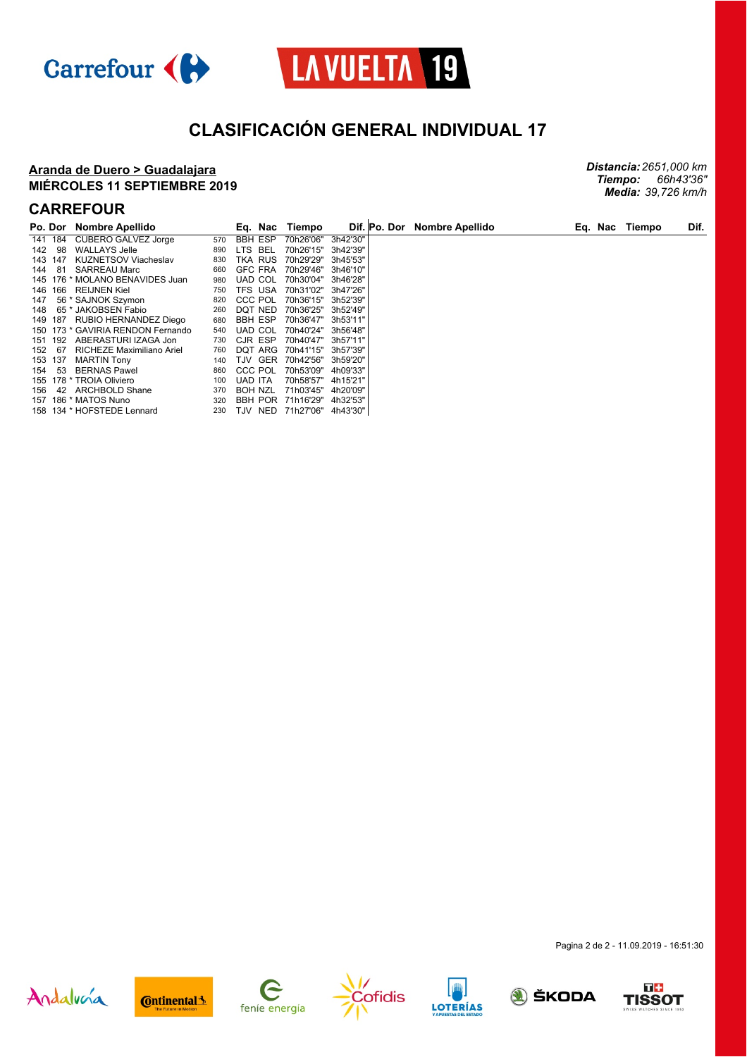# CLASIFICACIÓN GENERAL INDIVIDUAL 17

**Aranda de Duero > Guadalajara**
**MIÉRCOLES 11 SEPTIEMBRE 2019**

***Distancia:*** *2651,000 km*
***Tiempo:*** *66h43'36"*
***Media:*** *39,726 km/h*

## CARREFOUR

| Po. | Dor | | Nombre Apellido | | Eq. | Nac | Tiempo | Dif. |
|---|---|---|---|---|---|---|---|---|
| 141 | 184 | | CUBERO GALVEZ Jorge | 570 | BBH | ESP | 70h26'06" | 3h42'30" |
| 142 | 98 | | WALLAYS Jelle | 890 | LTS | BEL | 70h26'15" | 3h42'39" |
| 143 | 147 | | KUZNETSOV Viacheslav | 830 | TKA | RUS | 70h29'29" | 3h45'53" |
| 144 | 81 | | SARREAU Marc | 660 | GFC | FRA | 70h29'46" | 3h46'10" |
| 145 | 176 | * | MOLANO BENAVIDES Juan | 980 | UAD | COL | 70h30'04" | 3h46'28" |
| 146 | 166 | | REIJNEN Kiel | 750 | TFS | USA | 70h31'02" | 3h47'26" |
| 147 | 56 | * | SAJNOK Szymon | 820 | CCC | POL | 70h36'15" | 3h52'39" |
| 148 | 65 | * | JAKOBSEN Fabio | 260 | DQT | NED | 70h36'25" | 3h52'49" |
| 149 | 187 | | RUBIO HERNANDEZ Diego | 680 | BBH | ESP | 70h36'47" | 3h53'11" |
| 150 | 173 | * | GAVIRIA RENDON Fernando | 540 | UAD | COL | 70h40'24" | 3h56'48" |
| 151 | 192 | | ABERASTURI IZAGA Jon | 730 | CJR | ESP | 70h40'47" | 3h57'11" |
| 152 | 67 | | RICHEZE Maximiliano Ariel | 760 | DQT | ARG | 70h41'15" | 3h57'39" |
| 153 | 137 | | MARTIN Tony | 140 | TJV | GER | 70h42'56" | 3h59'20" |
| 154 | 53 | | BERNAS Pawel | 860 | CCC | POL | 70h53'09" | 4h09'33" |
| 155 | 178 | * | TROIA Oliviero | 100 | UAD | ITA | 70h58'57" | 4h15'21" |
| 156 | 42 | | ARCHBOLD Shane | 370 | BOH | NZL | 71h03'45" | 4h20'09" |
| 157 | 186 | * | MATOS Nuno | 320 | BBH | POR | 71h16'29" | 4h32'53" |
| 158 | 134 | * | HOFSTEDE Lennard | 230 | TJV | NED | 71h27'06" | 4h43'30" |

Pagina 2 de 2 - 11.09.2019 - 16:51:30